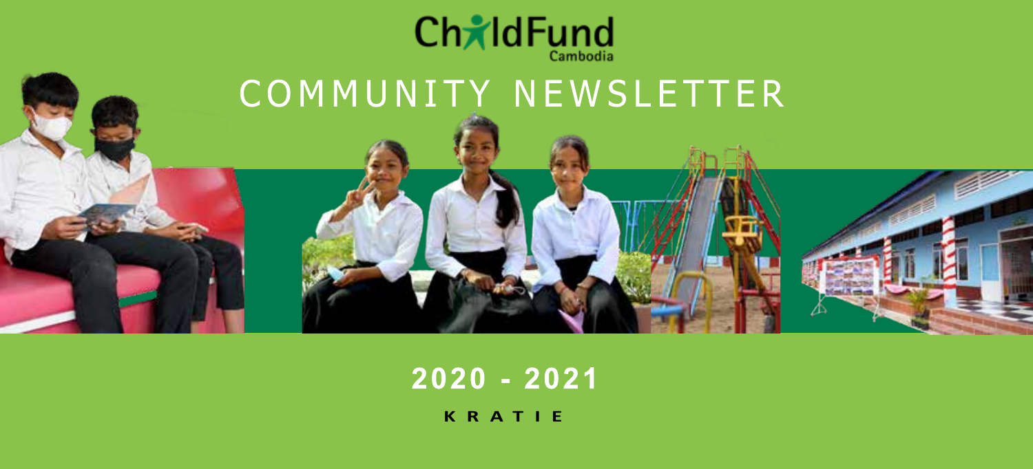ChildFund Cambodia

# COMMUNITY NEWSLETTER

## 2020 - 2021

**KRATIE**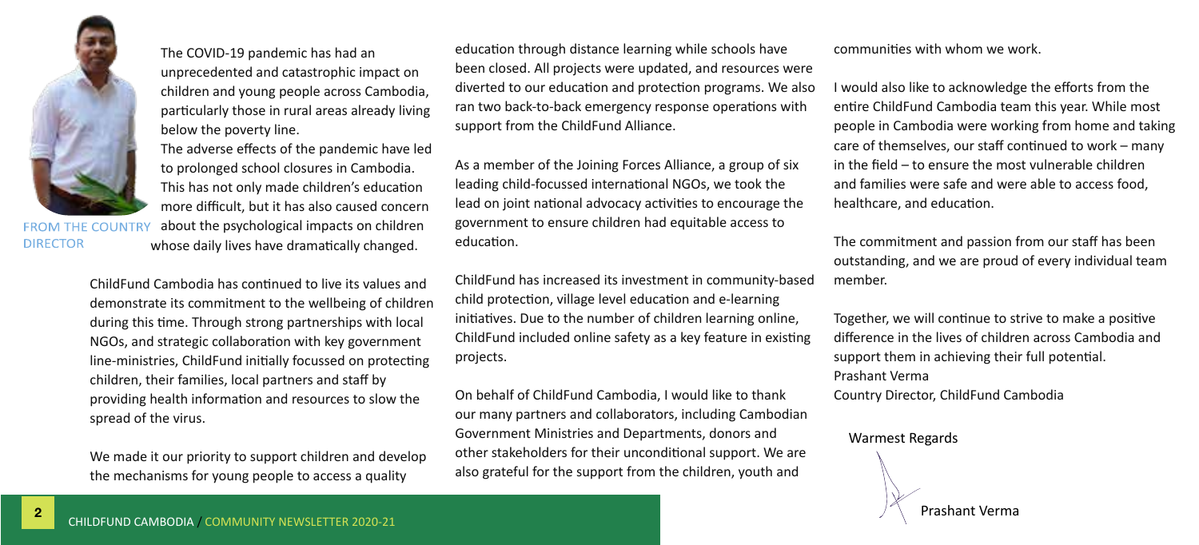## FROM THE COUNTRY DIRECTOR

The COVID-19 pandemic has had an unprecedented and catastrophic impact on children and young people across Cambodia, particularly those in rural areas already living below the poverty line.

The adverse effects of the pandemic have led to prolonged school closures in Cambodia. This has not only made children's education more difficult, but it has also caused concern about the psychological impacts on children whose daily lives have dramatically changed.

ChildFund Cambodia has continued to live its values and demonstrate its commitment to the wellbeing of children during this time. Through strong partnerships with local NGOs, and strategic collaboration with key government line-ministries, ChildFund initially focussed on protecting children, their families, local partners and staff by providing health information and resources to slow the spread of the virus.

We made it our priority to support children and develop the mechanisms for young people to access a quality education through distance learning while schools have been closed. All projects were updated, and resources were diverted to our education and protection programs. We also ran two back-to-back emergency response operations with support from the ChildFund Alliance.

As a member of the Joining Forces Alliance, a group of six leading child-focussed international NGOs, we took the lead on joint national advocacy activities to encourage the government to ensure children had equitable access to education.

ChildFund has increased its investment in community-based child protection, village level education and e-learning initiatives. Due to the number of children learning online, ChildFund included online safety as a key feature in existing projects.

On behalf of ChildFund Cambodia, I would like to thank our many partners and collaborators, including Cambodian Government Ministries and Departments, donors and other stakeholders for their unconditional support. We are also grateful for the support from the children, youth and communities with whom we work.

I would also like to acknowledge the efforts from the entire ChildFund Cambodia team this year. While most people in Cambodia were working from home and taking care of themselves, our staff continued to work – many in the field – to ensure the most vulnerable children and families were safe and were able to access food, healthcare, and education.

The commitment and passion from our staff has been outstanding, and we are proud of every individual team member.

Together, we will continue to strive to make a positive difference in the lives of children across Cambodia and support them in achieving their full potential.

Prashant Verma
Country Director, ChildFund Cambodia

Warmest Regards

Prashant Verma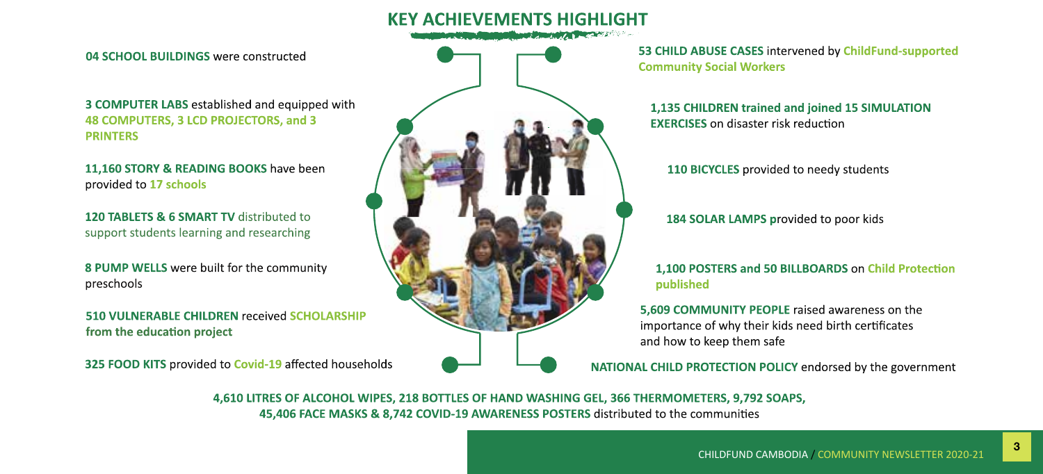# KEY ACHIEVEMENTS HIGHLIGHT

**04 SCHOOL BUILDINGS** were constructed

**3 COMPUTER LABS** established and equipped with **48 COMPUTERS, 3 LCD PROJECTORS, and 3 PRINTERS**

**11,160 STORY & READING BOOKS** have been provided to **17 schools**

**120 TABLETS & 6 SMART TV** distributed to support students learning and researching

**8 PUMP WELLS** were built for the community preschools

**510 VULNERABLE CHILDREN** received **SCHOLARSHIP from the education project**

**325 FOOD KITS** provided to **Covid-19** affected households

**53 CHILD ABUSE CASES** intervened by **ChildFund-supported Community Social Workers**

**1,135 CHILDREN trained and joined 15 SIMULATION EXERCISES** on disaster risk reduction

**110 BICYCLES** provided to needy students

**184 SOLAR LAMPS p**rovided to poor kids

**1,100 POSTERS and 50 BILLBOARDS** on **Child Protection published**

**5,609 COMMUNITY PEOPLE** raised awareness on the importance of why their kids need birth certificates and how to keep them safe

**NATIONAL CHILD PROTECTION POLICY** endorsed by the government

**4,610 LITRES OF ALCOHOL WIPES, 218 BOTTLES OF HAND WASHING GEL, 366 THERMOMETERS, 9,792 SOAPS, 45,406 FACE MASKS & 8,742 COVID-19 AWARENESS POSTERS** distributed to the communities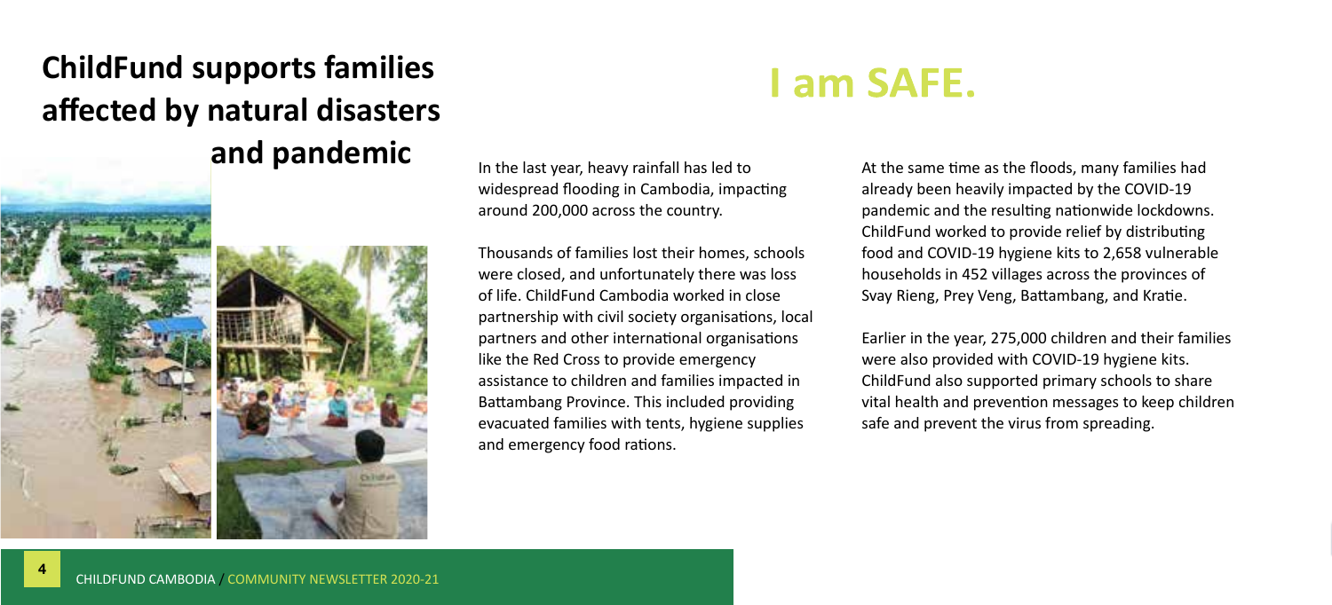# ChildFund supports families affected by natural disasters and pandemic

## I am SAFE.

In the last year, heavy rainfall has led to widespread flooding in Cambodia, impacting around 200,000 across the country.

Thousands of families lost their homes, schools were closed, and unfortunately there was loss of life. ChildFund Cambodia worked in close partnership with civil society organisations, local partners and other international organisations like the Red Cross to provide emergency assistance to children and families impacted in Battambang Province. This included providing evacuated families with tents, hygiene supplies and emergency food rations.

At the same time as the floods, many families had already been heavily impacted by the COVID-19 pandemic and the resulting nationwide lockdowns. ChildFund worked to provide relief by distributing food and COVID-19 hygiene kits to 2,658 vulnerable households in 452 villages across the provinces of Svay Rieng, Prey Veng, Battambang, and Kratie.

Earlier in the year, 275,000 children and their families were also provided with COVID-19 hygiene kits. ChildFund also supported primary schools to share vital health and prevention messages to keep children safe and prevent the virus from spreading.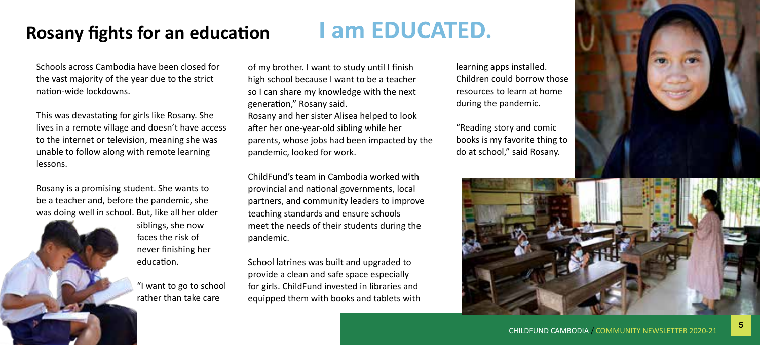## Rosany fights for an education

# I am EDUCATED.

Schools across Cambodia have been closed for the vast majority of the year due to the strict nation-wide lockdowns.

This was devastating for girls like Rosany. She lives in a remote village and doesn't have access to the internet or television, meaning she was unable to follow along with remote learning lessons.

Rosany is a promising student. She wants to be a teacher and, before the pandemic, she was doing well in school. But, like all her older siblings, she now faces the risk of never finishing her education.

"I want to go to school rather than take care of my brother. I want to study until I finish high school because I want to be a teacher so I can share my knowledge with the next generation," Rosany said.

Rosany and her sister Alisea helped to look after her one-year-old sibling while her parents, whose jobs had been impacted by the pandemic, looked for work.

ChildFund's team in Cambodia worked with provincial and national governments, local partners, and community leaders to improve teaching standards and ensure schools meet the needs of their students during the pandemic.

School latrines was built and upgraded to provide a clean and safe space especially for girls. ChildFund invested in libraries and equipped them with books and tablets with learning apps installed. Children could borrow those resources to learn at home during the pandemic.

"Reading story and comic books is my favorite thing to do at school," said Rosany.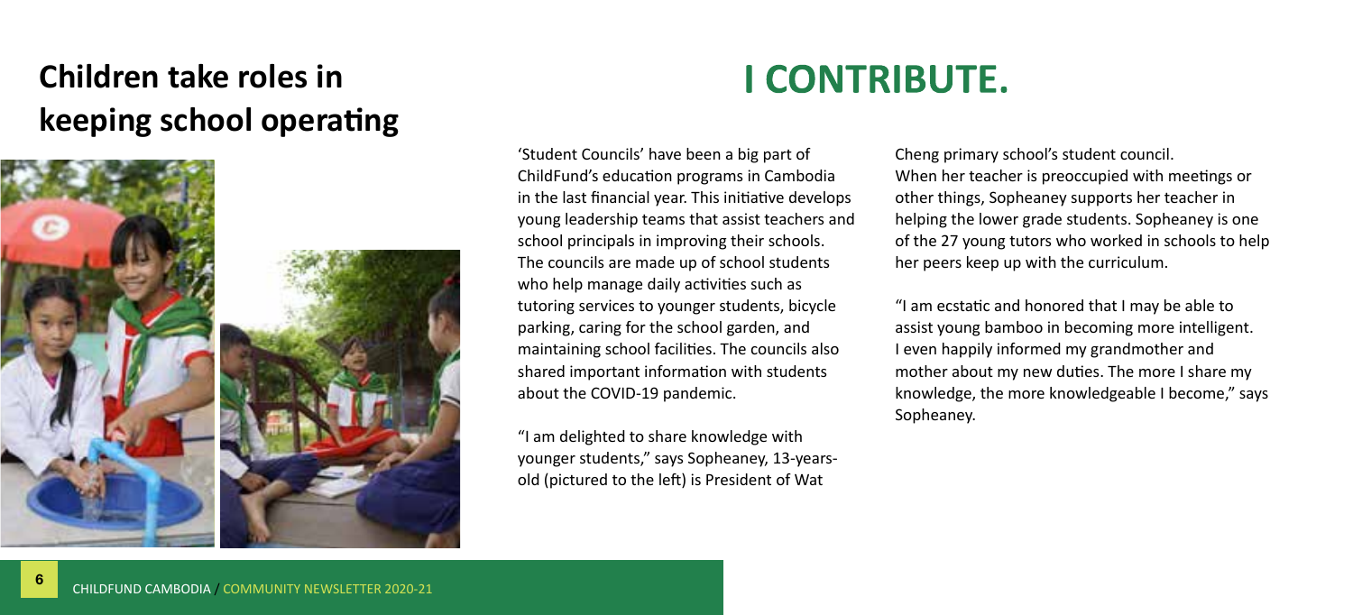## Children take roles in keeping school operating

# I CONTRIBUTE.

'Student Councils' have been a big part of ChildFund's education programs in Cambodia in the last financial year. This initiative develops young leadership teams that assist teachers and school principals in improving their schools. The councils are made up of school students who help manage daily activities such as tutoring services to younger students, bicycle parking, caring for the school garden, and maintaining school facilities. The councils also shared important information with students about the COVID-19 pandemic.

"I am delighted to share knowledge with younger students," says Sopheaney, 13-years-old (pictured to the left) is President of Wat Cheng primary school's student council. When her teacher is preoccupied with meetings or other things, Sopheaney supports her teacher in helping the lower grade students. Sopheaney is one of the 27 young tutors who worked in schools to help her peers keep up with the curriculum.

"I am ecstatic and honored that I may be able to assist young bamboo in becoming more intelligent. I even happily informed my grandmother and mother about my new duties. The more I share my knowledge, the more knowledgeable I become," says Sopheaney.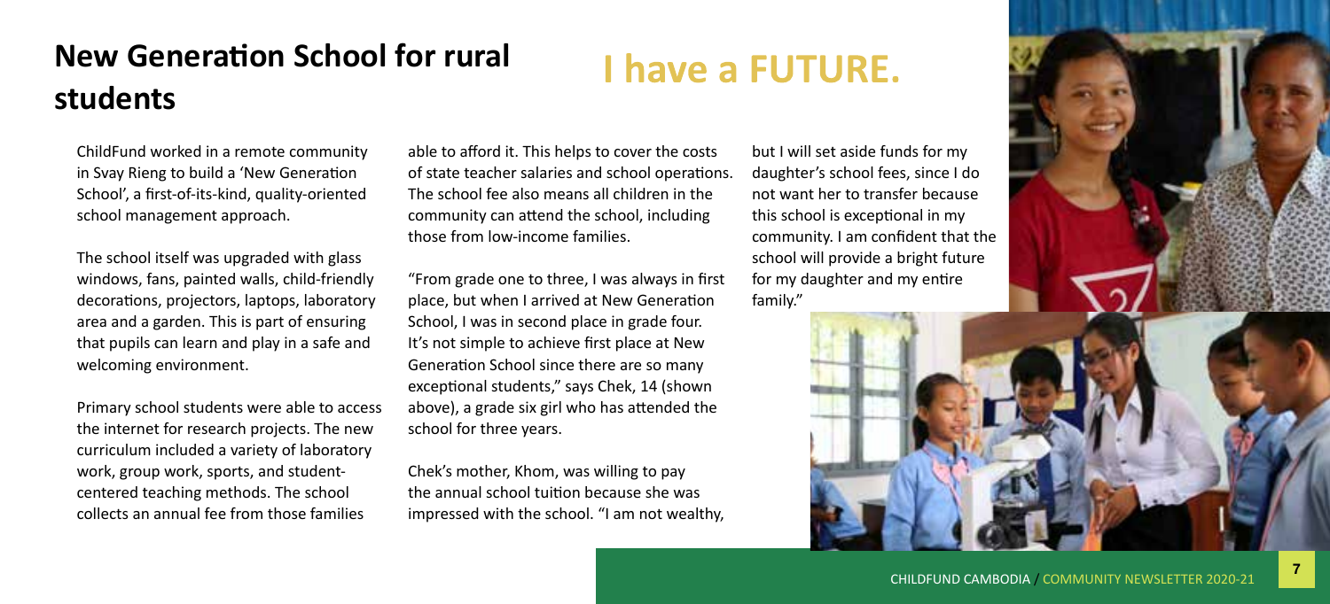## New Generation School for rural students

# I have a FUTURE.

ChildFund worked in a remote community in Svay Rieng to build a 'New Generation School', a first-of-its-kind, quality-oriented school management approach.

The school itself was upgraded with glass windows, fans, painted walls, child-friendly decorations, projectors, laptops, laboratory area and a garden. This is part of ensuring that pupils can learn and play in a safe and welcoming environment.

Primary school students were able to access the internet for research projects. The new curriculum included a variety of laboratory work, group work, sports, and student-centered teaching methods. The school collects an annual fee from those families able to afford it. This helps to cover the costs of state teacher salaries and school operations. The school fee also means all children in the community can attend the school, including those from low-income families.

"From grade one to three, I was always in first place, but when I arrived at New Generation School, I was in second place in grade four. It's not simple to achieve first place at New Generation School since there are so many exceptional students," says Chek, 14 (shown above), a grade six girl who has attended the school for three years.

Chek's mother, Khom, was willing to pay the annual school tuition because she was impressed with the school. "I am not wealthy, but I will set aside funds for my daughter's school fees, since I do not want her to transfer because this school is exceptional in my community. I am confident that the school will provide a bright future for my daughter and my entire family."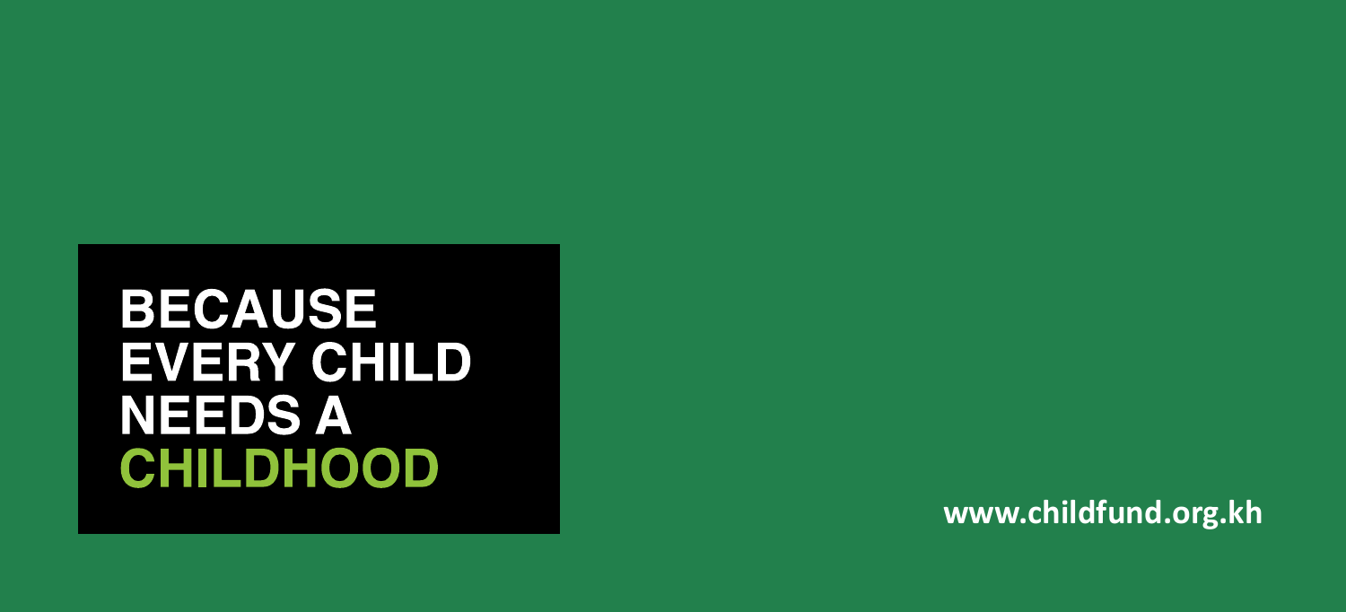BECAUSE
EVERY CHILD
NEEDS A
CHILDHOOD

www.childfund.org.kh